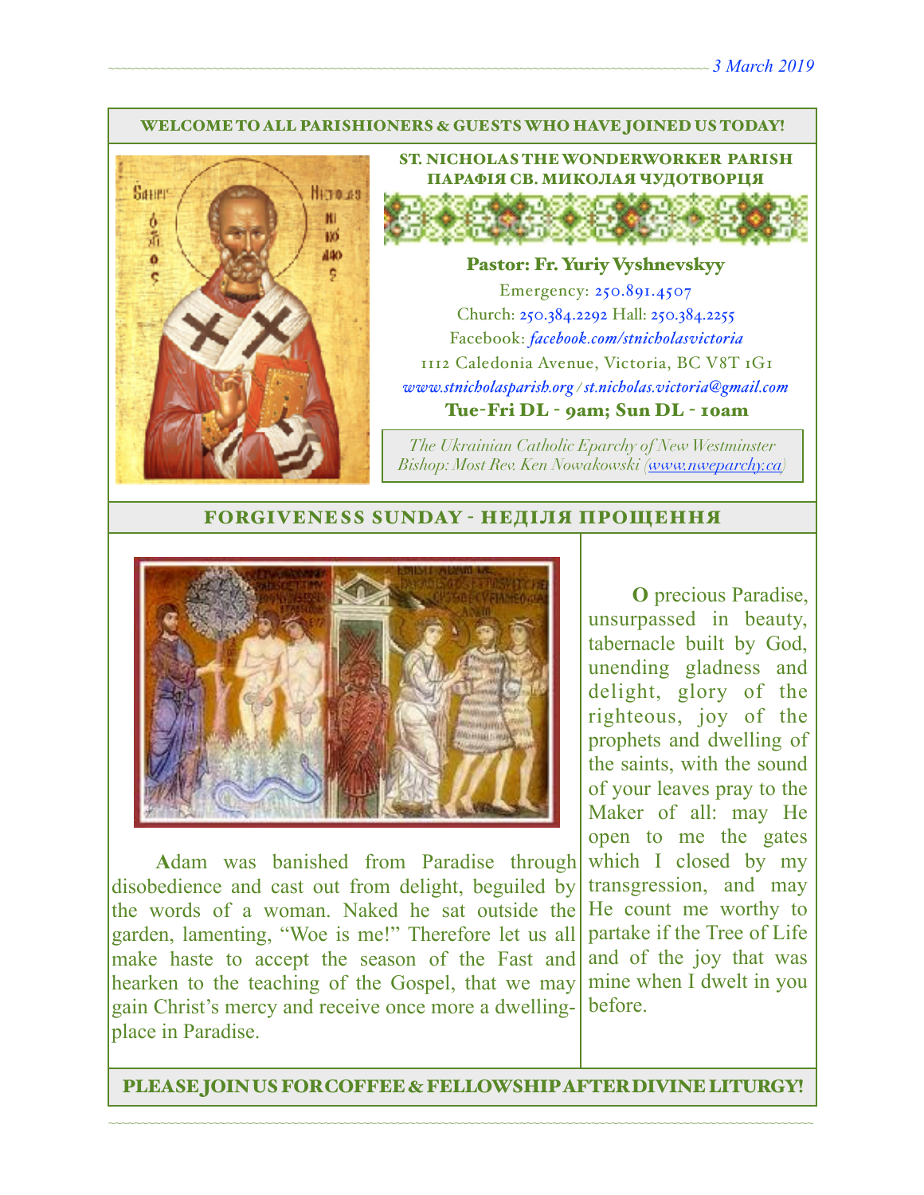3 March 2019

**WELCOME TO ALL PARISHIONERS & GUESTS WHO HAVE JOINED US TODAY!**

## ST. NICHOLAS THE WONDERWORKER PARISH
## ПАРАФІЯ СВ. МИКОЛАЯ ЧУДОТВОРЦЯ

**Pastor: Fr. Yuriy Vyshnevskyy**

Emergency: 250.891.4507

Church: 250.384.2292 Hall: 250.384.2255

Facebook: *facebook.com/stnicholasvictoria*

1112 Caledonia Avenue, Victoria, BC V8T 1G1

*www.stnicholasparish.org / st.nicholas.victoria@gmail.com*

**Tue-Fri DL - 9am; Sun DL - 10am**

*The Ukrainian Catholic Eparchy of New Westminster*
*Bishop: Most Rev. Ken Nowakowski (www.nweparchy.ca)*

## FORGIVENESS SUNDAY - НЕДІЛЯ ПРОЩЕННЯ

**A**dam was banished from Paradise through disobedience and cast out from delight, beguiled by the words of a woman. Naked he sat outside the garden, lamenting, "Woe is me!" Therefore let us all make haste to accept the season of the Fast and hearken to the teaching of the Gospel, that we may gain Christ's mercy and receive once more a dwelling-place in Paradise.

**O** precious Paradise, unsurpassed in beauty, tabernacle built by God, unending gladness and delight, glory of the righteous, joy of the prophets and dwelling of the saints, with the sound of your leaves pray to the Maker of all: may He open to me the gates which I closed by my transgression, and may He count me worthy to partake if the Tree of Life and of the joy that was mine when I dwelt in you before.

**PLEASE JOIN US FOR COFFEE & FELLOWSHIP AFTER DIVINE LITURGY!**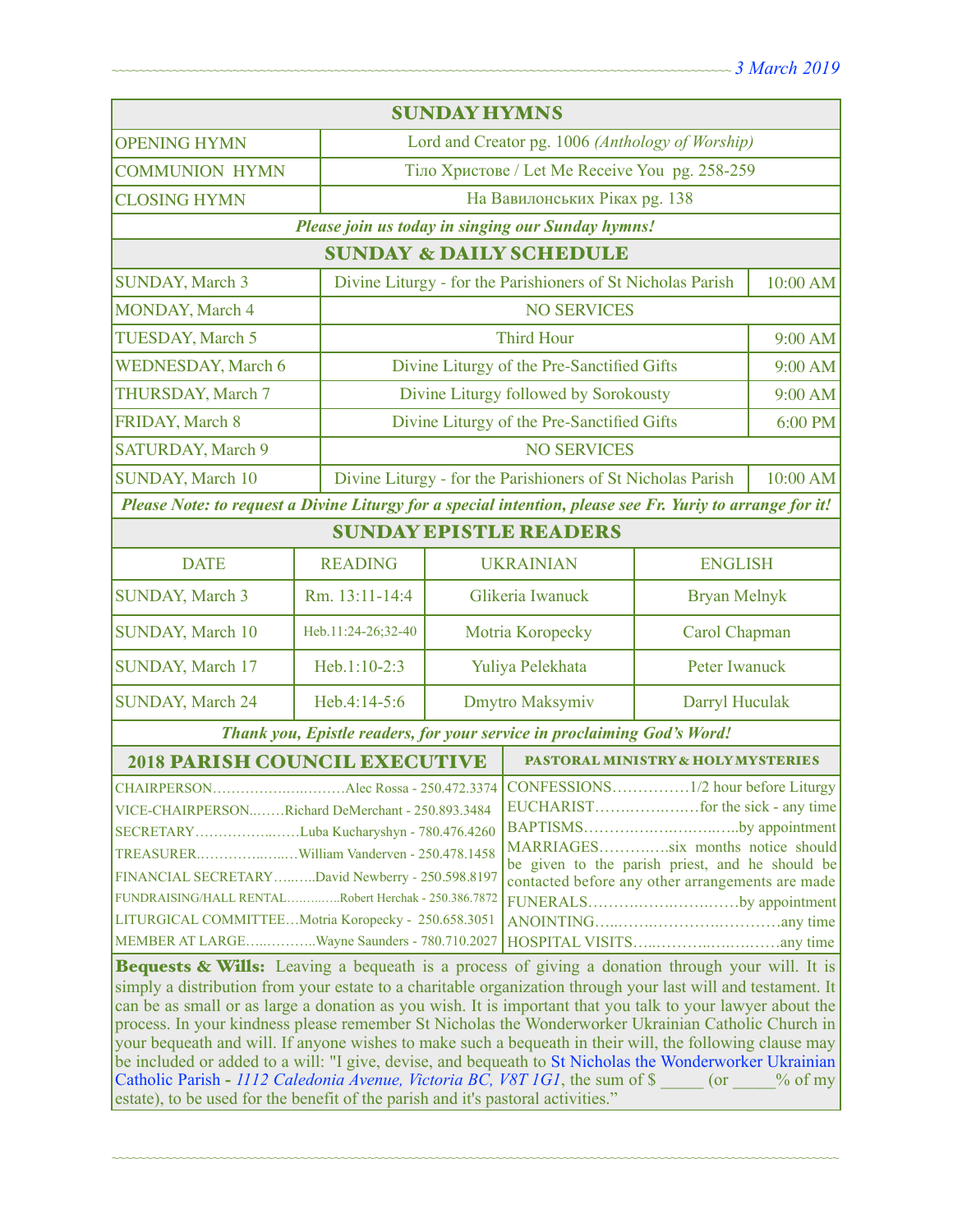## SUNDAY HYMNS

| | |
|---|---|
| OPENING HYMN | Lord and Creator pg. 1006 *(Anthology of Worship)* |
| COMMUNION HYMN | Тіло Христове / Let Me Receive You pg. 258-259 |
| CLOSING HYMN | На Вавилонських Ріках pg. 138 |

***Please join us today in singing our Sunday hymns!***

## SUNDAY & DAILY SCHEDULE

| | | |
|---|---|---|
| SUNDAY, March 3 | Divine Liturgy - for the Parishioners of St Nicholas Parish | 10:00 AM |
| MONDAY, March 4 | NO SERVICES | |
| TUESDAY, March 5 | Third Hour | 9:00 AM |
| WEDNESDAY, March 6 | Divine Liturgy of the Pre-Sanctified Gifts | 9:00 AM |
| THURSDAY, March 7 | Divine Liturgy followed by Sorokousty | 9:00 AM |
| FRIDAY, March 8 | Divine Liturgy of the Pre-Sanctified Gifts | 6:00 PM |
| SATURDAY, March 9 | NO SERVICES | |
| SUNDAY, March 10 | Divine Liturgy - for the Parishioners of St Nicholas Parish | 10:00 AM |

***Please Note: to request a Divine Liturgy for a special intention, please see Fr. Yuriy to arrange for it!***

## SUNDAY EPISTLE READERS

| DATE | READING | UKRAINIAN | ENGLISH |
|---|---|---|---|
| SUNDAY, March 3 | Rm. 13:11-14:4 | Glikeria Iwanuck | Bryan Melnyk |
| SUNDAY, March 10 | Heb.11:24-26;32-40 | Motria Koropecky | Carol Chapman |
| SUNDAY, March 17 | Heb.1:10-2:3 | Yuliya Pelekhata | Peter Iwanuck |
| SUNDAY, March 24 | Heb.4:14-5:6 | Dmytro Maksymiv | Darryl Huculak |

***Thank you, Epistle readers, for your service in proclaiming God's Word!***

## 2018 PARISH COUNCIL EXECUTIVE

CHAIRPERSON…………………………Alec Rossa - 250.472.3374
VICE-CHAIRPERSON……Richard DeMerchant - 250.893.3484
SECRETARY………………Luba Kucharyshyn - 780.476.4260
TREASURER………………William Vanderven - 250.478.1458
FINANCIAL SECRETARY………David Newberry - 250.598.8197
FUNDRAISING/HALL RENTAL…………Robert Herchak - 250.386.7872
LITURGICAL COMMITTEE…Motria Koropecky - 250.658.3051
MEMBER AT LARGE……………Wayne Saunders - 780.710.2027

## PASTORAL MINISTRY & HOLY MYSTERIES

CONFESSIONS……………1/2 hour before Liturgy
EUCHARIST………………for the sick - any time
BAPTISMS…………………………by appointment
MARRIAGES…………six months notice should be given to the parish priest, and he should be contacted before any other arrangements are made
FUNERALS…………………………by appointment
ANOINTING…………………………any time
HOSPITAL VISITS…………………………any time

**Bequests & Wills:** Leaving a bequeath is a process of giving a donation through your will. It is simply a distribution from your estate to a charitable organization through your last will and testament. It can be as small or as large a donation as you wish. It is important that you talk to your lawyer about the process. In your kindness please remember St Nicholas the Wonderworker Ukrainian Catholic Church in your bequeath and will. If anyone wishes to make such a bequeath in their will, the following clause may be included or added to a will: "I give, devise, and bequeath to St Nicholas the Wonderworker Ukrainian Catholic Parish - *1112 Caledonia Avenue, Victoria BC, V8T 1G1*, the sum of $ _____ (or _____% of my estate), to be used for the benefit of the parish and it's pastoral activities."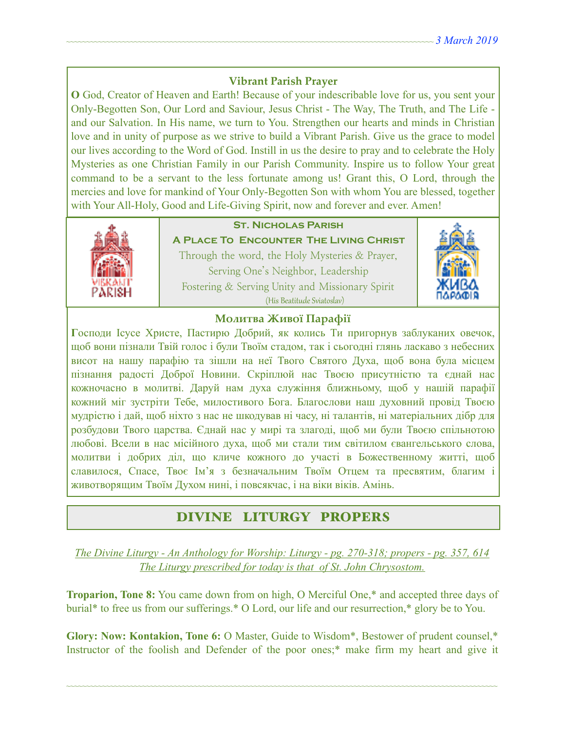### Vibrant Parish Prayer

**O** God, Creator of Heaven and Earth! Because of your indescribable love for us, you sent your Only-Begotten Son, Our Lord and Saviour, Jesus Christ - The Way, The Truth, and The Life - and our Salvation. In His name, we turn to You. Strengthen our hearts and minds in Christian love and in unity of purpose as we strive to build a Vibrant Parish. Give us the grace to model our lives according to the Word of God. Instill in us the desire to pray and to celebrate the Holy Mysteries as one Christian Family in our Parish Community. Inspire us to follow Your great command to be a servant to the less fortunate among us! Grant this, O Lord, through the mercies and love for mankind of Your Only-Begotten Son with whom You are blessed, together with Your All-Holy, Good and Life-Giving Spirit, now and forever and ever. Amen!

**St. Nicholas Parish**

**A Place To Encounter The Living Christ**

Through the word, the Holy Mysteries & Prayer,
Serving One's Neighbor, Leadership
Fostering & Serving Unity and Missionary Spirit
(His Beatitude Sviatoslav)

### Молитва Живої Парафії

**Г**осподи Ісусе Христе, Пастирю Добрий, як колись Ти пригорнув заблуканих овечок, щоб вони пізнали Твій голос і були Твоїм стадом, так і сьогодні глянь ласкаво з небесних висот на нашу парафію та зішли на неї Твого Святого Духа, щоб вона була місцем пізнання радості Доброї Новини. Скріплюй нас Твоєю присутністю та єднай нас кожночасно в молитві. Даруй нам духа служіння ближньому, щоб у нашій парафії кожний міг зустріти Тебе, милостивого Бога. Благослови наш духовний провід Твоєю мудрістю і дай, щоб ніхто з нас не шкодував ні часу, ні талантів, ні матеріальних дібр для розбудови Твого царства. Єднай нас у мирі та злагоді, щоб ми були Твоєю спільнотою любові. Всели в нас місійного духа, щоб ми стали тим світилом євангельського слова, молитви і добрих діл, що кличе кожного до участі в Божественному житті, щоб славилося, Спасе, Твоє Ім'я з безначальним Твоїм Отцем та пресвятим, благим і животворящим Твоїм Духом нині, і повсякчас, і на віки віків. Амінь.

## DIVINE LITURGY PROPERS

*The Divine Liturgy - An Anthology for Worship: Liturgy - pg. 270-318; propers - pg. 357, 614*
*The Liturgy prescribed for today is that of St. John Chrysostom.*

**Troparion, Tone 8:** You came down from on high, O Merciful One,* and accepted three days of burial* to free us from our sufferings.* O Lord, our life and our resurrection,* glory be to You.

**Glory: Now: Kontakion, Tone 6:** O Master, Guide to Wisdom*, Bestower of prudent counsel,* Instructor of the foolish and Defender of the poor ones;* make firm my heart and give it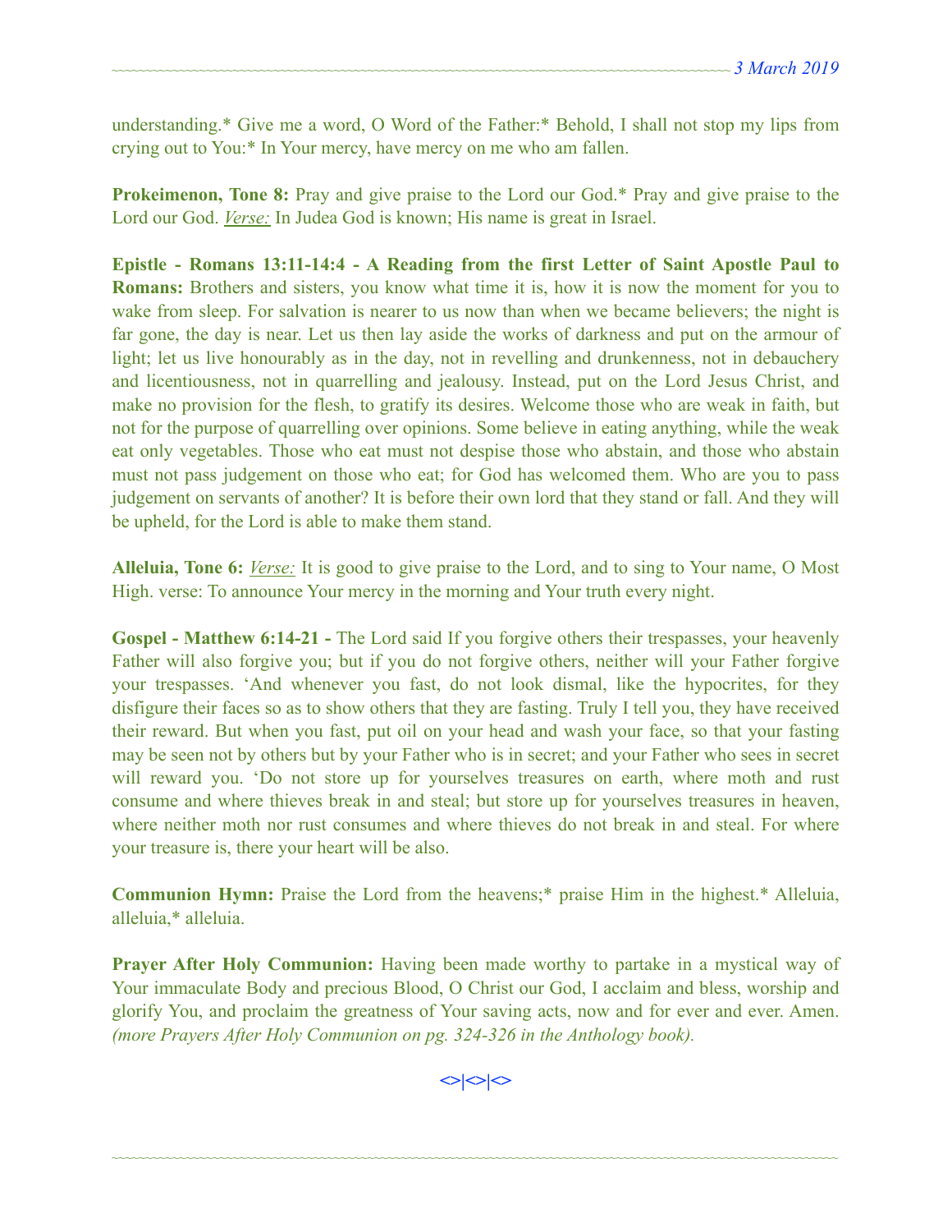understanding.* Give me a word, O Word of the Father:* Behold, I shall not stop my lips from crying out to You:* In Your mercy, have mercy on me who am fallen.

**Prokeimenon, Tone 8:** Pray and give praise to the Lord our God.* Pray and give praise to the Lord our God. *Verse:* In Judea God is known; His name is great in Israel.

**Epistle - Romans 13:11-14:4 - A Reading from the first Letter of Saint Apostle Paul to Romans:** Brothers and sisters, you know what time it is, how it is now the moment for you to wake from sleep. For salvation is nearer to us now than when we became believers; the night is far gone, the day is near. Let us then lay aside the works of darkness and put on the armour of light; let us live honourably as in the day, not in revelling and drunkenness, not in debauchery and licentiousness, not in quarrelling and jealousy. Instead, put on the Lord Jesus Christ, and make no provision for the flesh, to gratify its desires. Welcome those who are weak in faith, but not for the purpose of quarrelling over opinions. Some believe in eating anything, while the weak eat only vegetables. Those who eat must not despise those who abstain, and those who abstain must not pass judgement on those who eat; for God has welcomed them. Who are you to pass judgement on servants of another? It is before their own lord that they stand or fall. And they will be upheld, for the Lord is able to make them stand.

**Alleluia, Tone 6:** *Verse:* It is good to give praise to the Lord, and to sing to Your name, O Most High. verse: To announce Your mercy in the morning and Your truth every night.

**Gospel - Matthew 6:14-21 -** The Lord said If you forgive others their trespasses, your heavenly Father will also forgive you; but if you do not forgive others, neither will your Father forgive your trespasses. 'And whenever you fast, do not look dismal, like the hypocrites, for they disfigure their faces so as to show others that they are fasting. Truly I tell you, they have received their reward. But when you fast, put oil on your head and wash your face, so that your fasting may be seen not by others but by your Father who is in secret; and your Father who sees in secret will reward you. 'Do not store up for yourselves treasures on earth, where moth and rust consume and where thieves break in and steal; but store up for yourselves treasures in heaven, where neither moth nor rust consumes and where thieves do not break in and steal. For where your treasure is, there your heart will be also.

**Communion Hymn:** Praise the Lord from the heavens;* praise Him in the highest.* Alleluia, alleluia,* alleluia.

**Prayer After Holy Communion:** Having been made worthy to partake in a mystical way of Your immaculate Body and precious Blood, O Christ our God, I acclaim and bless, worship and glorify You, and proclaim the greatness of Your saving acts, now and for ever and ever. Amen. *(more Prayers After Holy Communion on pg. 324-326 in the Anthology book).*

<>|<>|<>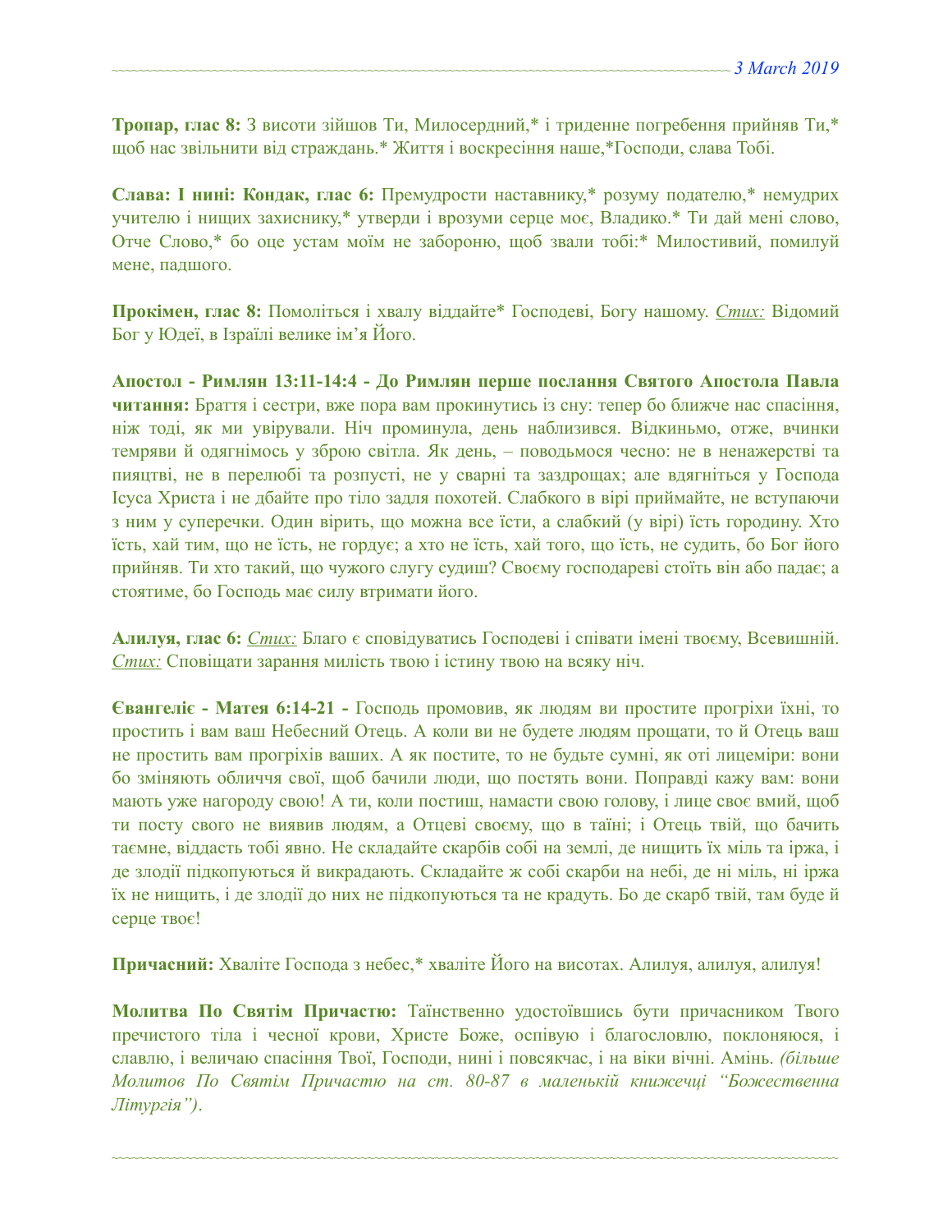**Тропар, глас 8:** З висоти зійшов Ти, Милосердний,* і триденне погребення прийняв Ти,* щоб нас звільнити від страждань.* Життя і воскресіння наше,*Господи, слава Тобі.

**Слава: І нині: Кондак, глас 6:** Премудрости наставнику,* розуму подателю,* немудрих учителю і нищих захиснику,* утверди і врозуми серце моє, Владико.* Ти дай мені слово, Отче Слово,* бо оце устам моїм не забороню, щоб звали тобі:* Милостивий, помилуй мене, падшого.

**Прокімен, глас 8:** Помоліться і хвалу віддайте* Господеві, Богу нашому. *Стих:* Відомий Бог у Юдеї, в Ізраїлі велике ім'я Його.

**Апостол - Римлян 13:11-14:4 - До Римлян перше послання Святого Апостола Павла читання:** Браття і сестри, вже пора вам прокинутись із сну: тепер бо ближче нас спасіння, ніж тоді, як ми увірували. Ніч проминула, день наблизився. Відкиньмо, отже, вчинки темряви й одягнімось у зброю світла. Як день, – поводьмося чесно: не в ненажерстві та пияцтві, не в перелюбі та розпусті, не у сварні та заздрощах; але вдягніться у Господа Ісуса Христа і не дбайте про тіло задля похотей. Слабкого в вірі приймайте, не вступаючи з ним у суперечки. Один вірить, що можна все їсти, а слабкий (у вірі) їсть городину. Хто їсть, хай тим, що не їсть, не гордує; а хто не їсть, хай того, що їсть, не судить, бо Бог його прийняв. Ти хто такий, що чужого слугу судиш? Своєму господареві стоїть він або падає; а стоятиме, бо Господь має силу втримати його.

**Алилуя, глас 6:** *Стих:* Благо є сповідуватись Господеві і співати імені твоєму, Всевишній. *Стих:* Сповіщати зарання милість твою і істину твою на всяку ніч.

**Євангеліє - Матея 6:14-21 -** Господь промовив, як людям ви простите прогріхи їхні, то простить і вам ваш Небесний Отець. А коли ви не будете людям прощати, то й Отець ваш не простить вам прогріхів ваших. А як постите, то не будьте сумні, як оті лицеміри: вони бо зміняють обличчя свої, щоб бачили люди, що постять вони. Поправді кажу вам: вони мають уже нагороду свою! А ти, коли постиш, намасти свою голову, і лице своє вмий, щоб ти посту свого не виявив людям, а Отцеві своєму, що в таїні; і Отець твій, що бачить таємне, віддасть тобі явно. Не складайте скарбів собі на землі, де нищить їх міль та іржа, і де злодії підкопуються й викрадають. Складайте ж собі скарби на небі, де ні міль, ні іржа їх не нищить, і де злодії до них не підкопуються та не крадуть. Бо де скарб твій, там буде й серце твоє!

**Причасний:** Хваліте Господа з небес,* хваліте Його на висотах. Алилуя, алилуя, алилуя!

**Молитва По Святім Причастю:** Таїнственно удостоївшись бути причасником Твого пречистого тіла і чесної крови, Христе Боже, оспівую і благословлю, поклоняюся, і славлю, і величаю спасіння Твої, Господи, нині і повсякчас, і на віки вічні. Амінь. *(більше Молитов По Святім Причастю на ст. 80-87 в маленькій книжечці "Божественна Літургія")*.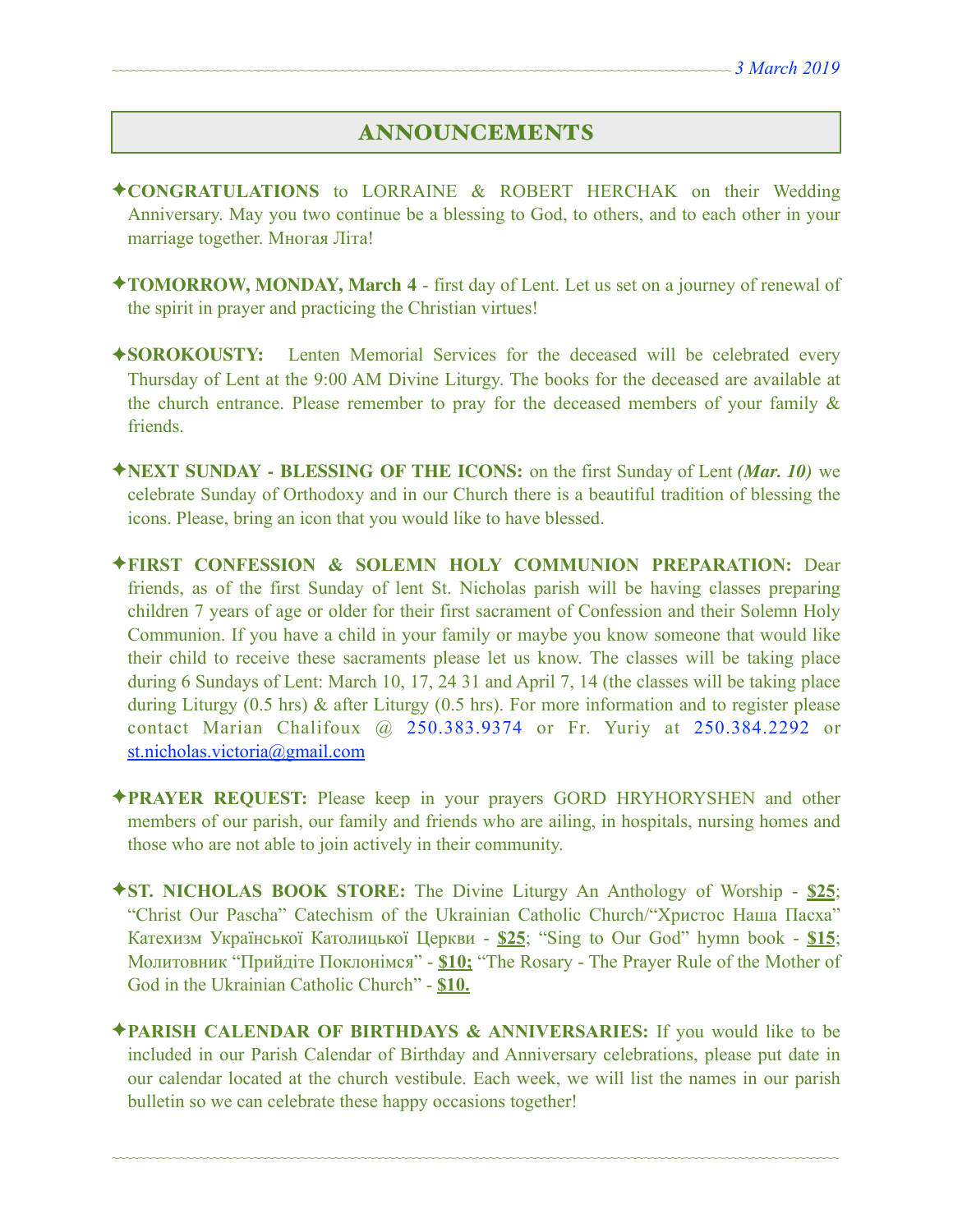*3 March 2019*

# ANNOUNCEMENTS

✦**CONGRATULATIONS** to LORRAINE & ROBERT HERCHAK on their Wedding Anniversary. May you two continue be a blessing to God, to others, and to each other in your marriage together. Многая Літа!

✦**TOMORROW, MONDAY, March 4** - first day of Lent. Let us set on a journey of renewal of the spirit in prayer and practicing the Christian virtues!

✦**SOROKOUSTY:** Lenten Memorial Services for the deceased will be celebrated every Thursday of Lent at the 9:00 AM Divine Liturgy. The books for the deceased are available at the church entrance. Please remember to pray for the deceased members of your family & friends.

✦**NEXT SUNDAY - BLESSING OF THE ICONS:** on the first Sunday of Lent ***(Mar. 10)*** we celebrate Sunday of Orthodoxy and in our Church there is a beautiful tradition of blessing the icons. Please, bring an icon that you would like to have blessed.

✦**FIRST CONFESSION & SOLEMN HOLY COMMUNION PREPARATION:** Dear friends, as of the first Sunday of lent St. Nicholas parish will be having classes preparing children 7 years of age or older for their first sacrament of Confession and their Solemn Holy Communion. If you have a child in your family or maybe you know someone that would like their child to receive these sacraments please let us know. The classes will be taking place during 6 Sundays of Lent: March 10, 17, 24 31 and April 7, 14 (the classes will be taking place during Liturgy (0.5 hrs) & after Liturgy (0.5 hrs). For more information and to register please contact Marian Chalifoux @ 250.383.9374 or Fr. Yuriy at 250.384.2292 or st.nicholas.victoria@gmail.com

✦**PRAYER REQUEST:** Please keep in your prayers GORD HRYHORYSHEN and other members of our parish, our family and friends who are ailing, in hospitals, nursing homes and those who are not able to join actively in their community.

✦**ST. NICHOLAS BOOK STORE:** The Divine Liturgy An Anthology of Worship - **$25**; "Christ Our Pascha" Catechism of the Ukrainian Catholic Church/"Христос Наша Пасха" Катехизм Української Католицької Церкви - **$25**; "Sing to Our God" hymn book - **$15**; Молитовник "Прийдіте Поклонімся" - **$10;** "The Rosary - The Prayer Rule of the Mother of God in the Ukrainian Catholic Church" - **$10.**

✦**PARISH CALENDAR OF BIRTHDAYS & ANNIVERSARIES:** If you would like to be included in our Parish Calendar of Birthday and Anniversary celebrations, please put date in our calendar located at the church vestibule. Each week, we will list the names in our parish bulletin so we can celebrate these happy occasions together!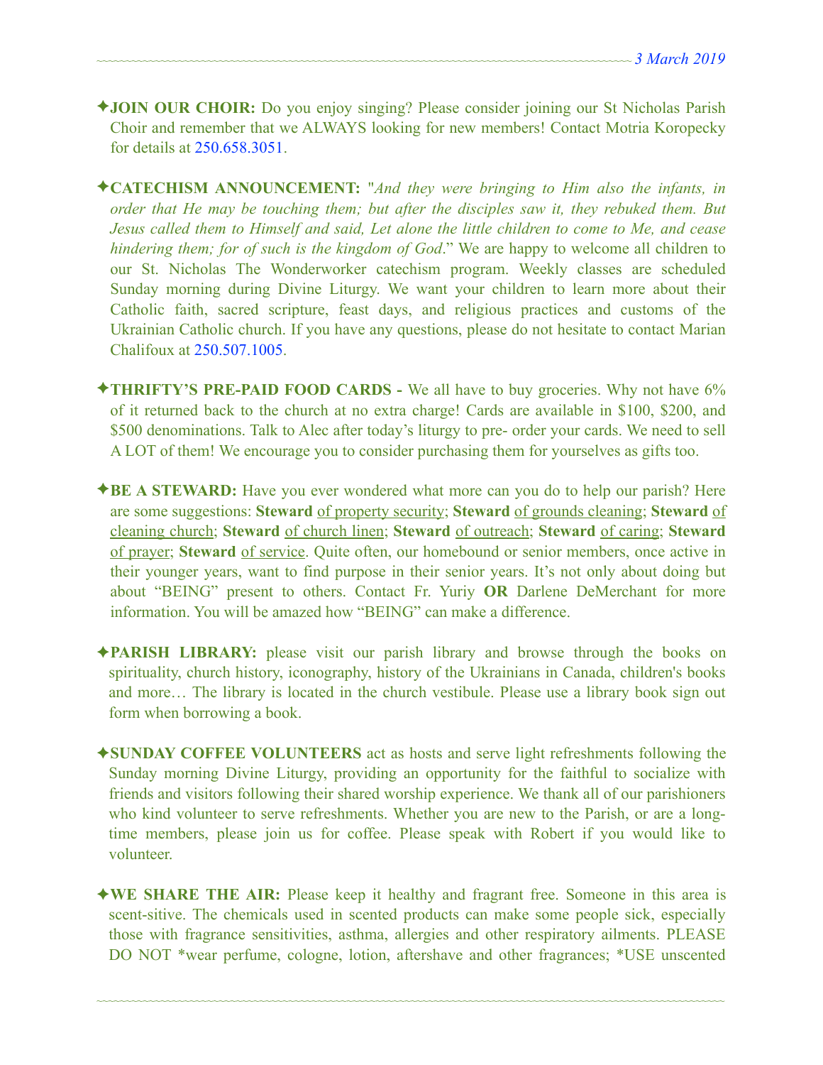✦**JOIN OUR CHOIR:** Do you enjoy singing? Please consider joining our St Nicholas Parish Choir and remember that we ALWAYS looking for new members! Contact Motria Koropecky for details at 250.658.3051.

✦**CATECHISM ANNOUNCEMENT:** "*And they were bringing to Him also the infants, in order that He may be touching them; but after the disciples saw it, they rebuked them. But Jesus called them to Himself and said, Let alone the little children to come to Me, and cease hindering them; for of such is the kingdom of God*." We are happy to welcome all children to our St. Nicholas The Wonderworker catechism program. Weekly classes are scheduled Sunday morning during Divine Liturgy. We want your children to learn more about their Catholic faith, sacred scripture, feast days, and religious practices and customs of the Ukrainian Catholic church. If you have any questions, please do not hesitate to contact Marian Chalifoux at 250.507.1005.

✦**THRIFTY'S PRE-PAID FOOD CARDS -** We all have to buy groceries. Why not have 6% of it returned back to the church at no extra charge! Cards are available in \$100, \$200, and \$500 denominations. Talk to Alec after today's liturgy to pre- order your cards. We need to sell A LOT of them! We encourage you to consider purchasing them for yourselves as gifts too.

✦**BE A STEWARD:** Have you ever wondered what more can you do to help our parish? Here are some suggestions: **Steward** of property security; **Steward** of grounds cleaning; **Steward** of cleaning church; **Steward** of church linen; **Steward** of outreach; **Steward** of caring; **Steward** of prayer; **Steward** of service. Quite often, our homebound or senior members, once active in their younger years, want to find purpose in their senior years. It's not only about doing but about "BEING" present to others. Contact Fr. Yuriy **OR** Darlene DeMerchant for more information. You will be amazed how "BEING" can make a difference.

✦**PARISH LIBRARY:** please visit our parish library and browse through the books on spirituality, church history, iconography, history of the Ukrainians in Canada, children's books and more… The library is located in the church vestibule. Please use a library book sign out form when borrowing a book.

✦**SUNDAY COFFEE VOLUNTEERS** act as hosts and serve light refreshments following the Sunday morning Divine Liturgy, providing an opportunity for the faithful to socialize with friends and visitors following their shared worship experience. We thank all of our parishioners who kind volunteer to serve refreshments. Whether you are new to the Parish, or are a long-time members, please join us for coffee. Please speak with Robert if you would like to volunteer.

✦**WE SHARE THE AIR:** Please keep it healthy and fragrant free. Someone in this area is scent-sitive. The chemicals used in scented products can make some people sick, especially those with fragrance sensitivities, asthma, allergies and other respiratory ailments. PLEASE DO NOT *wear perfume, cologne, lotion, aftershave and other fragrances; *USE unscented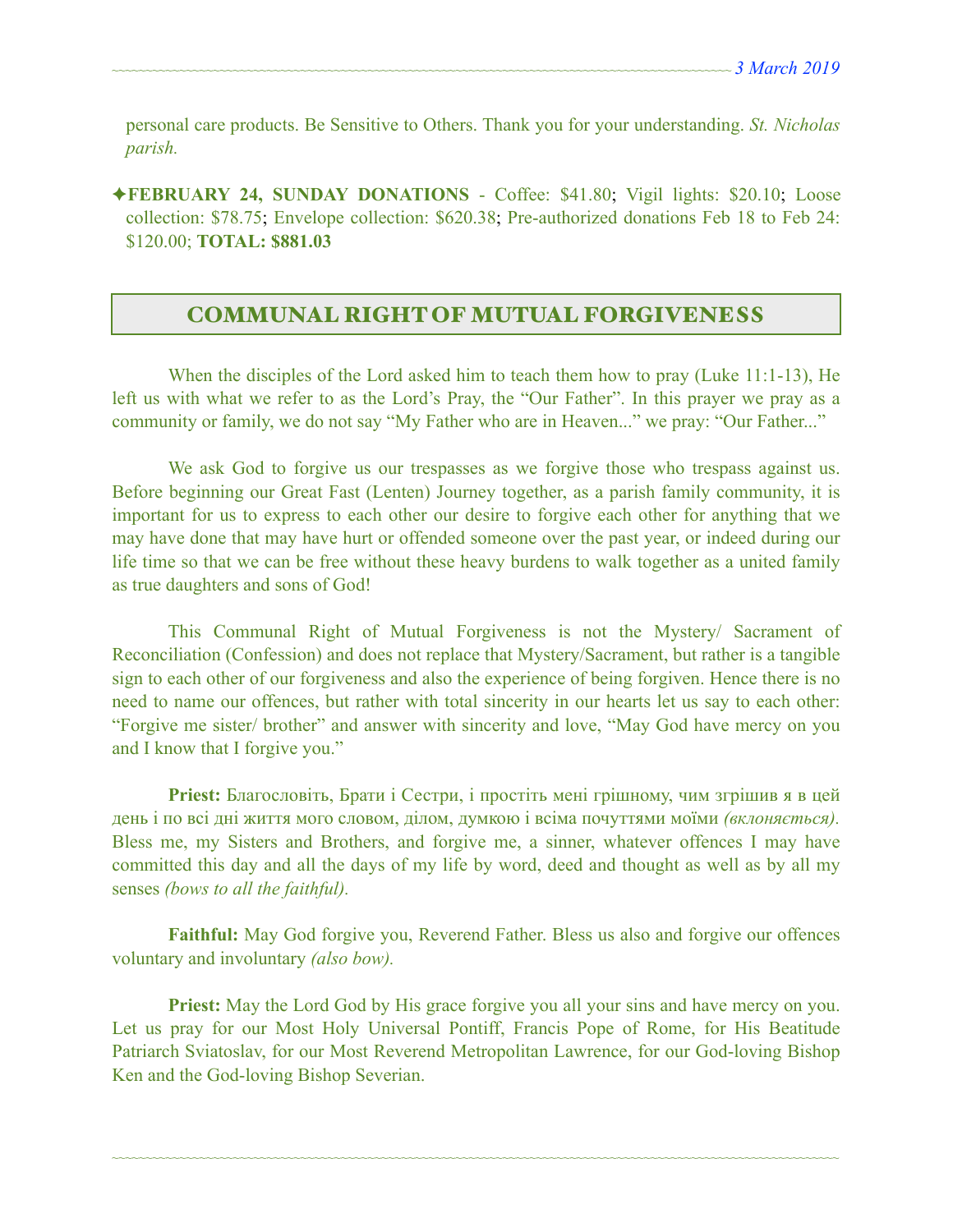personal care products. Be Sensitive to Others. Thank you for your understanding. *St. Nicholas parish.*

✦**FEBRUARY 24, SUNDAY DONATIONS** - Coffee: $41.80; Vigil lights: $20.10; Loose collection: $78.75; Envelope collection: $620.38; Pre-authorized donations Feb 18 to Feb 24: $120.00; **TOTAL: $881.03**

## COMMUNAL RIGHT OF MUTUAL FORGIVENESS

When the disciples of the Lord asked him to teach them how to pray (Luke 11:1-13), He left us with what we refer to as the Lord's Pray, the "Our Father". In this prayer we pray as a community or family, we do not say "My Father who are in Heaven..." we pray: "Our Father..."

We ask God to forgive us our trespasses as we forgive those who trespass against us. Before beginning our Great Fast (Lenten) Journey together, as a parish family community, it is important for us to express to each other our desire to forgive each other for anything that we may have done that may have hurt or offended someone over the past year, or indeed during our life time so that we can be free without these heavy burdens to walk together as a united family as true daughters and sons of God!

This Communal Right of Mutual Forgiveness is not the Mystery/ Sacrament of Reconciliation (Confession) and does not replace that Mystery/Sacrament, but rather is a tangible sign to each other of our forgiveness and also the experience of being forgiven. Hence there is no need to name our offences, but rather with total sincerity in our hearts let us say to each other: "Forgive me sister/ brother" and answer with sincerity and love, "May God have mercy on you and I know that I forgive you."

**Priest:** Благословіть, Брати і Сестри, і простіть мені грішному, чим згрішив я в цей день і по всі дні життя мого словом, ділом, думкою і всіма почуттями моїми *(вклоняється).* Bless me, my Sisters and Brothers, and forgive me, a sinner, whatever offences I may have committed this day and all the days of my life by word, deed and thought as well as by all my senses *(bows to all the faithful).*

**Faithful:** May God forgive you, Reverend Father. Bless us also and forgive our offences voluntary and involuntary *(also bow).*

**Priest:** May the Lord God by His grace forgive you all your sins and have mercy on you. Let us pray for our Most Holy Universal Pontiff, Francis Pope of Rome, for His Beatitude Patriarch Sviatoslav, for our Most Reverend Metropolitan Lawrence, for our God-loving Bishop Ken and the God-loving Bishop Severian.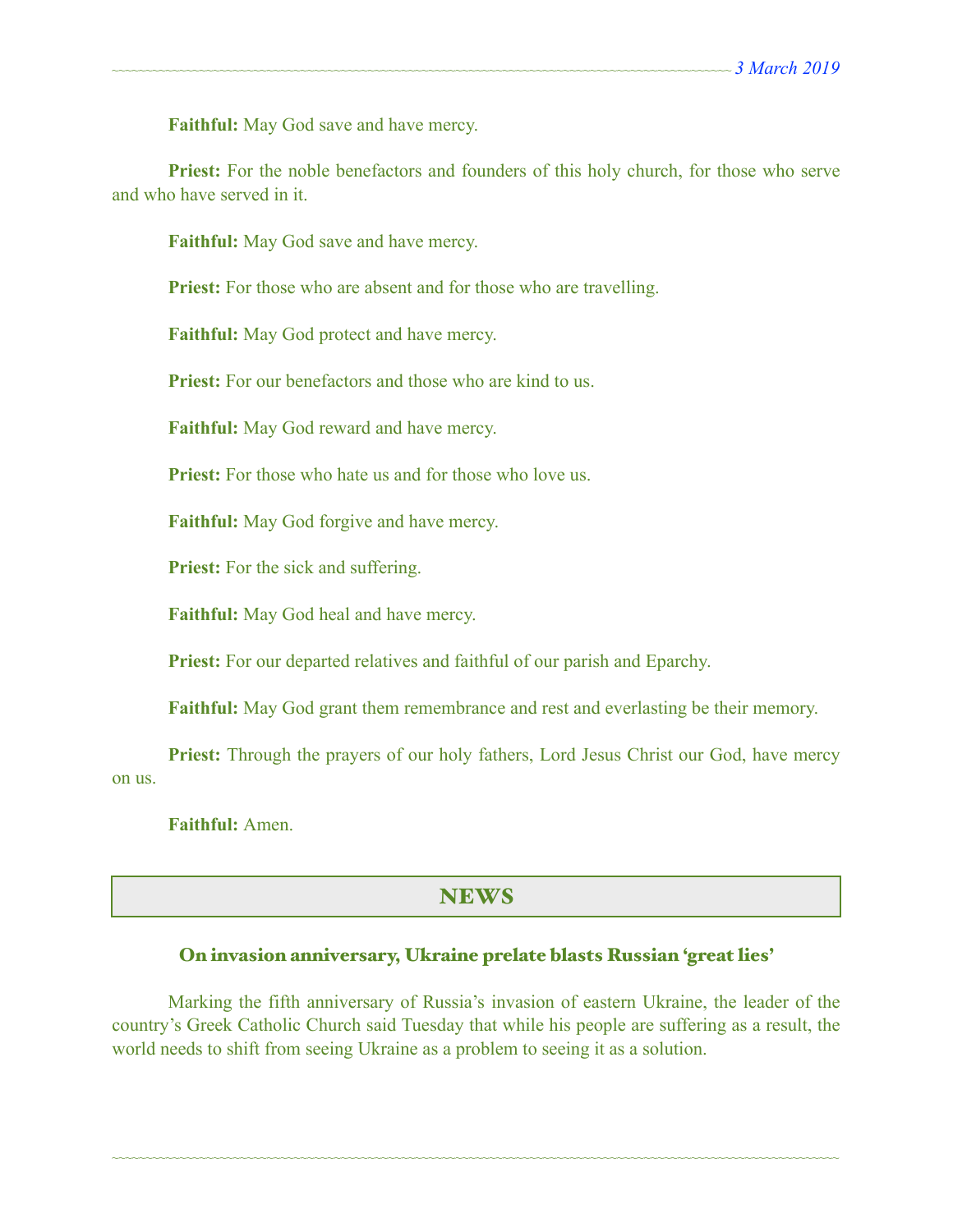**Faithful:** May God save and have mercy.

**Priest:** For the noble benefactors and founders of this holy church, for those who serve and who have served in it.

**Faithful:** May God save and have mercy.

**Priest:** For those who are absent and for those who are travelling.

**Faithful:** May God protect and have mercy.

**Priest:** For our benefactors and those who are kind to us.

**Faithful:** May God reward and have mercy.

**Priest:** For those who hate us and for those who love us.

**Faithful:** May God forgive and have mercy.

**Priest:** For the sick and suffering.

**Faithful:** May God heal and have mercy.

**Priest:** For our departed relatives and faithful of our parish and Eparchy.

**Faithful:** May God grant them remembrance and rest and everlasting be their memory.

**Priest:** Through the prayers of our holy fathers, Lord Jesus Christ our God, have mercy on us.

**Faithful:** Amen.

# NEWS

### On invasion anniversary, Ukraine prelate blasts Russian 'great lies'

Marking the fifth anniversary of Russia's invasion of eastern Ukraine, the leader of the country's Greek Catholic Church said Tuesday that while his people are suffering as a result, the world needs to shift from seeing Ukraine as a problem to seeing it as a solution.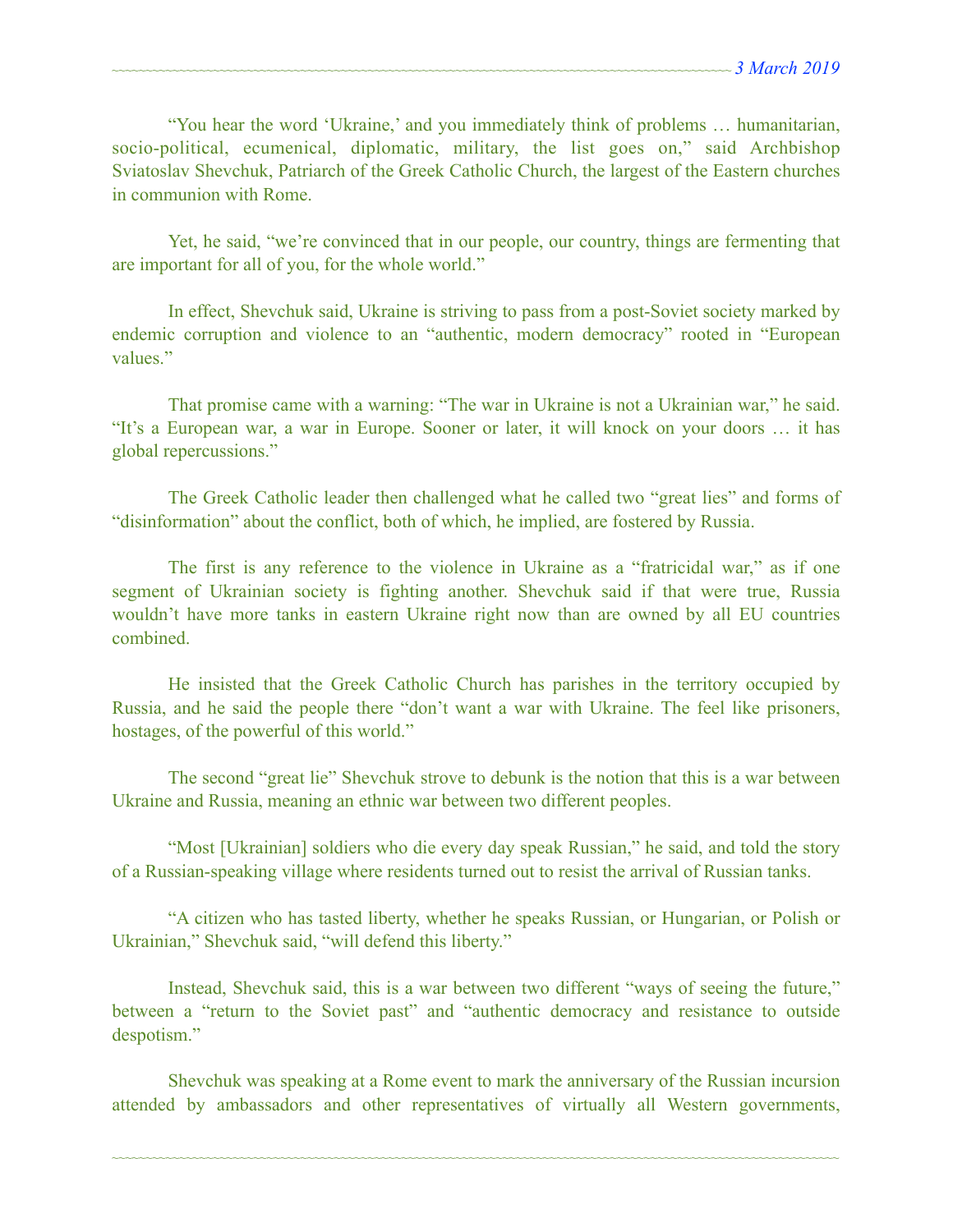“You hear the word ‘Ukraine,’ and you immediately think of problems … humanitarian, socio-political, ecumenical, diplomatic, military, the list goes on,” said Archbishop Sviatoslav Shevchuk, Patriarch of the Greek Catholic Church, the largest of the Eastern churches in communion with Rome.

Yet, he said, “we’re convinced that in our people, our country, things are fermenting that are important for all of you, for the whole world.”

In effect, Shevchuk said, Ukraine is striving to pass from a post-Soviet society marked by endemic corruption and violence to an “authentic, modern democracy” rooted in “European values.”

That promise came with a warning: “The war in Ukraine is not a Ukrainian war,” he said. “It’s a European war, a war in Europe. Sooner or later, it will knock on your doors … it has global repercussions.”

The Greek Catholic leader then challenged what he called two “great lies” and forms of “disinformation” about the conflict, both of which, he implied, are fostered by Russia.

The first is any reference to the violence in Ukraine as a “fratricidal war,” as if one segment of Ukrainian society is fighting another. Shevchuk said if that were true, Russia wouldn’t have more tanks in eastern Ukraine right now than are owned by all EU countries combined.

He insisted that the Greek Catholic Church has parishes in the territory occupied by Russia, and he said the people there “don’t want a war with Ukraine. The feel like prisoners, hostages, of the powerful of this world.”

The second “great lie” Shevchuk strove to debunk is the notion that this is a war between Ukraine and Russia, meaning an ethnic war between two different peoples.

“Most [Ukrainian] soldiers who die every day speak Russian,” he said, and told the story of a Russian-speaking village where residents turned out to resist the arrival of Russian tanks.

“A citizen who has tasted liberty, whether he speaks Russian, or Hungarian, or Polish or Ukrainian,” Shevchuk said, “will defend this liberty.”

Instead, Shevchuk said, this is a war between two different “ways of seeing the future,” between a “return to the Soviet past” and “authentic democracy and resistance to outside despotism.”

Shevchuk was speaking at a Rome event to mark the anniversary of the Russian incursion attended by ambassadors and other representatives of virtually all Western governments,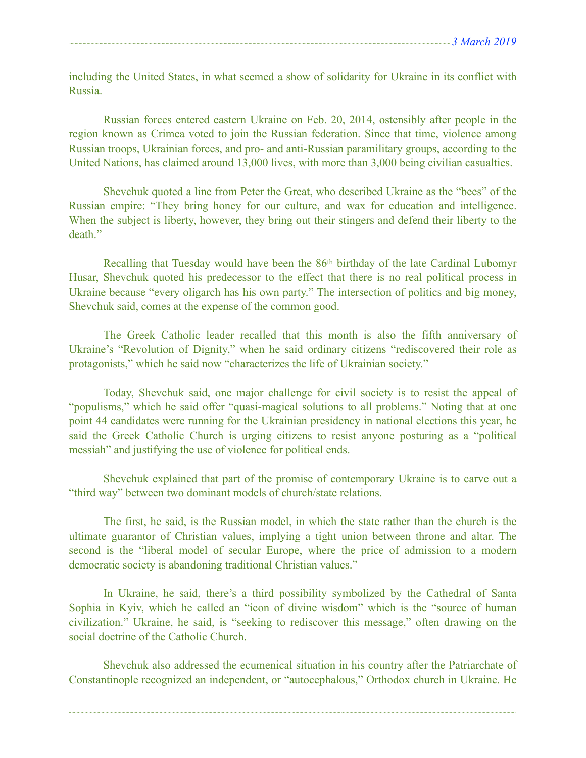including the United States, in what seemed a show of solidarity for Ukraine in its conflict with Russia.

Russian forces entered eastern Ukraine on Feb. 20, 2014, ostensibly after people in the region known as Crimea voted to join the Russian federation. Since that time, violence among Russian troops, Ukrainian forces, and pro- and anti-Russian paramilitary groups, according to the United Nations, has claimed around 13,000 lives, with more than 3,000 being civilian casualties.

Shevchuk quoted a line from Peter the Great, who described Ukraine as the "bees" of the Russian empire: "They bring honey for our culture, and wax for education and intelligence. When the subject is liberty, however, they bring out their stingers and defend their liberty to the death."

Recalling that Tuesday would have been the 86th birthday of the late Cardinal Lubomyr Husar, Shevchuk quoted his predecessor to the effect that there is no real political process in Ukraine because "every oligarch has his own party." The intersection of politics and big money, Shevchuk said, comes at the expense of the common good.

The Greek Catholic leader recalled that this month is also the fifth anniversary of Ukraine's "Revolution of Dignity," when he said ordinary citizens "rediscovered their role as protagonists," which he said now "characterizes the life of Ukrainian society."

Today, Shevchuk said, one major challenge for civil society is to resist the appeal of "populisms," which he said offer "quasi-magical solutions to all problems." Noting that at one point 44 candidates were running for the Ukrainian presidency in national elections this year, he said the Greek Catholic Church is urging citizens to resist anyone posturing as a "political messiah" and justifying the use of violence for political ends.

Shevchuk explained that part of the promise of contemporary Ukraine is to carve out a "third way" between two dominant models of church/state relations.

The first, he said, is the Russian model, in which the state rather than the church is the ultimate guarantor of Christian values, implying a tight union between throne and altar. The second is the "liberal model of secular Europe, where the price of admission to a modern democratic society is abandoning traditional Christian values."

In Ukraine, he said, there's a third possibility symbolized by the Cathedral of Santa Sophia in Kyiv, which he called an "icon of divine wisdom" which is the "source of human civilization." Ukraine, he said, is "seeking to rediscover this message," often drawing on the social doctrine of the Catholic Church.

Shevchuk also addressed the ecumenical situation in his country after the Patriarchate of Constantinople recognized an independent, or "autocephalous," Orthodox church in Ukraine. He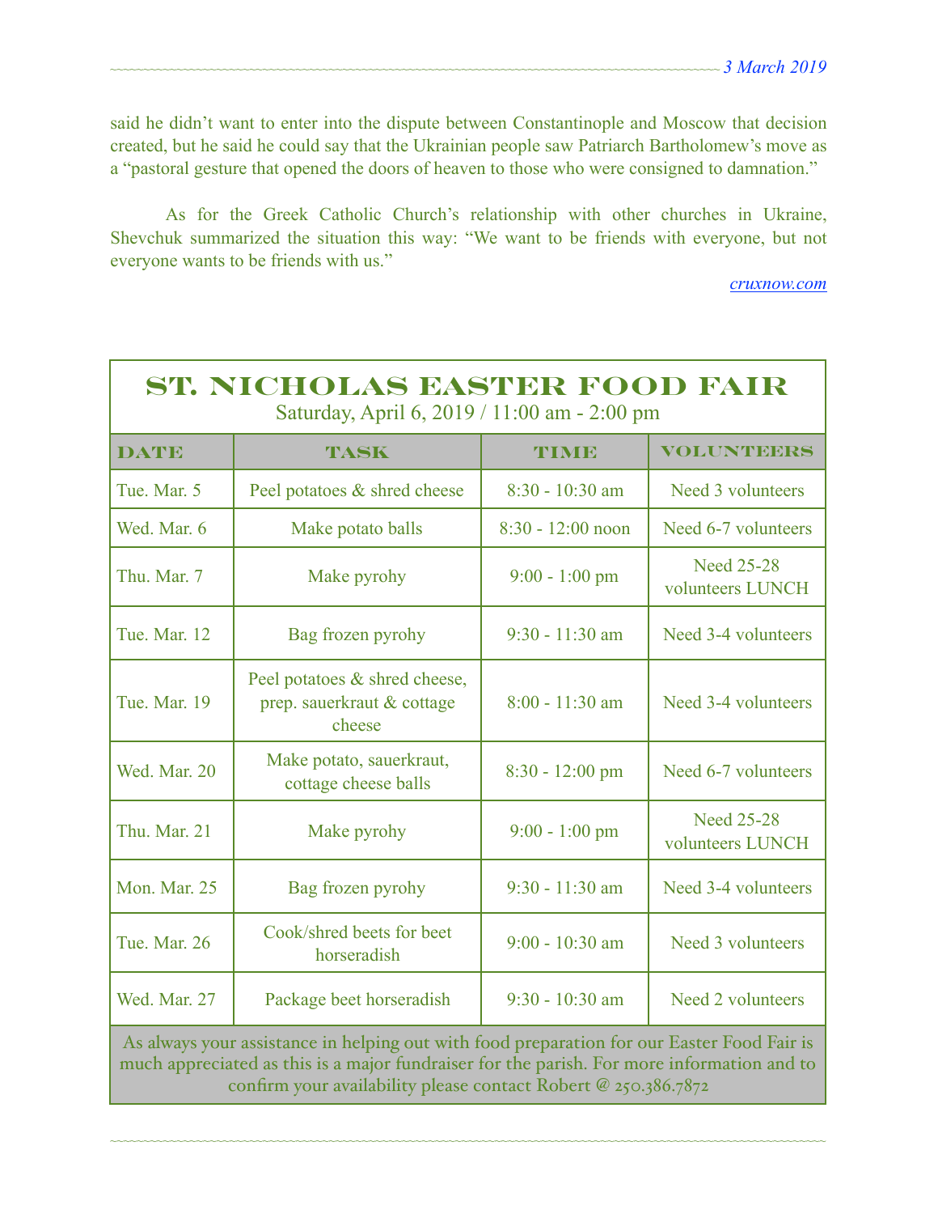said he didn't want to enter into the dispute between Constantinople and Moscow that decision created, but he said he could say that the Ukrainian people saw Patriarch Bartholomew's move as a "pastoral gesture that opened the doors of heaven to those who were consigned to damnation."

As for the Greek Catholic Church's relationship with other churches in Ukraine, Shevchuk summarized the situation this way: "We want to be friends with everyone, but not everyone wants to be friends with us."

cruxnow.com

## ST. NICHOLAS EASTER FOOD FAIR

Saturday, April 6, 2019 / 11:00 am - 2:00 pm

| DATE | TASK | TIME | VOLUNTEERS |
|---|---|---|---|
| Tue. Mar. 5 | Peel potatoes & shred cheese | 8:30 - 10:30 am | Need 3 volunteers |
| Wed. Mar. 6 | Make potato balls | 8:30 - 12:00 noon | Need 6-7 volunteers |
| Thu. Mar. 7 | Make pyrohy | 9:00 - 1:00 pm | Need 25-28 volunteers LUNCH |
| Tue. Mar. 12 | Bag frozen pyrohy | 9:30 - 11:30 am | Need 3-4 volunteers |
| Tue. Mar. 19 | Peel potatoes & shred cheese, prep. sauerkraut & cottage cheese | 8:00 - 11:30 am | Need 3-4 volunteers |
| Wed. Mar. 20 | Make potato, sauerkraut, cottage cheese balls | 8:30 - 12:00 pm | Need 6-7 volunteers |
| Thu. Mar. 21 | Make pyrohy | 9:00 - 1:00 pm | Need 25-28 volunteers LUNCH |
| Mon. Mar. 25 | Bag frozen pyrohy | 9:30 - 11:30 am | Need 3-4 volunteers |
| Tue. Mar. 26 | Cook/shred beets for beet horseradish | 9:00 - 10:30 am | Need 3 volunteers |
| Wed. Mar. 27 | Package beet horseradish | 9:30 - 10:30 am | Need 2 volunteers |

As always your assistance in helping out with food preparation for our Easter Food Fair is much appreciated as this is a major fundraiser for the parish. For more information and to confirm your availability please contact Robert @ 250.386.7872